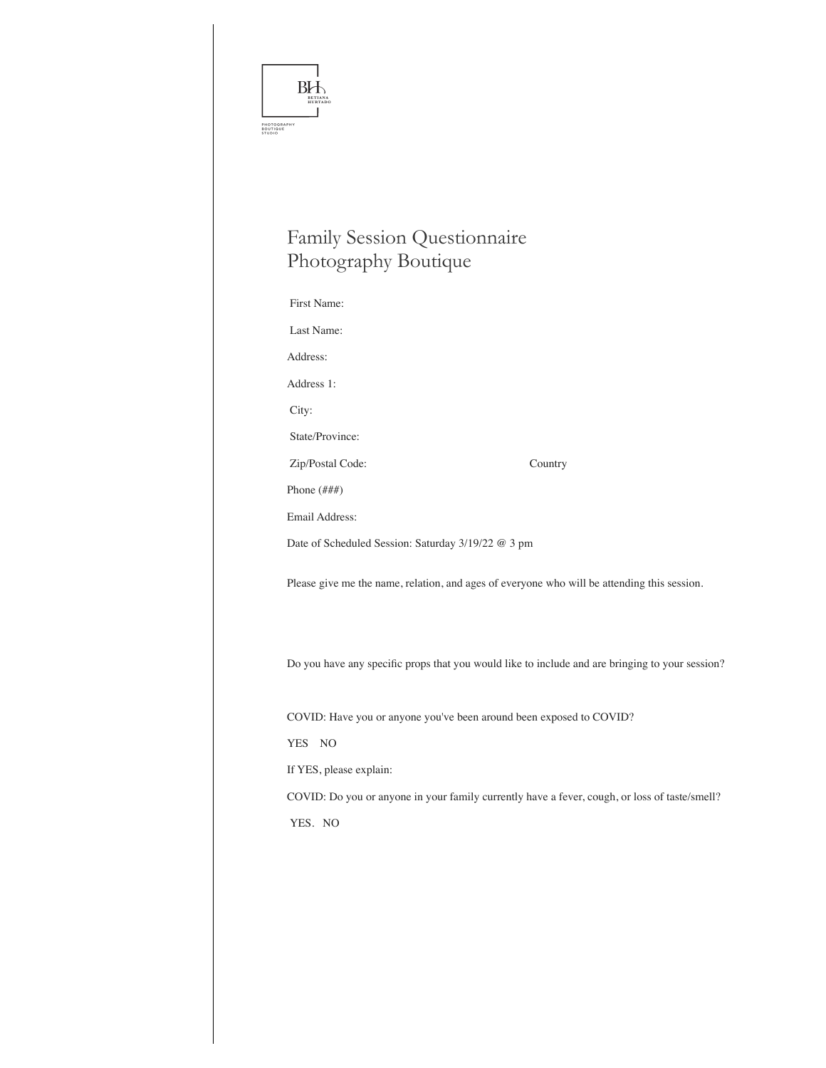BH
BETIANA HURTADO

PHOTOGRAPHY BOUTIQUE STUDIO

# Family Session Questionnaire
# Photography Boutique

First Name:

Last Name:

Address:

Address 1:

City:

State/Province:

Zip/Postal Code: Country

Phone (###)

Email Address:

Date of Scheduled Session: Saturday 3/19/22 @ 3 pm

Please give me the name, relation, and ages of everyone who will be attending this session.

Do you have any specific props that you would like to include and are bringing to your session?

COVID: Have you or anyone you've been around been exposed to COVID?

YES NO

If YES, please explain:

COVID: Do you or anyone in your family currently have a fever, cough, or loss of taste/smell?

YES. NO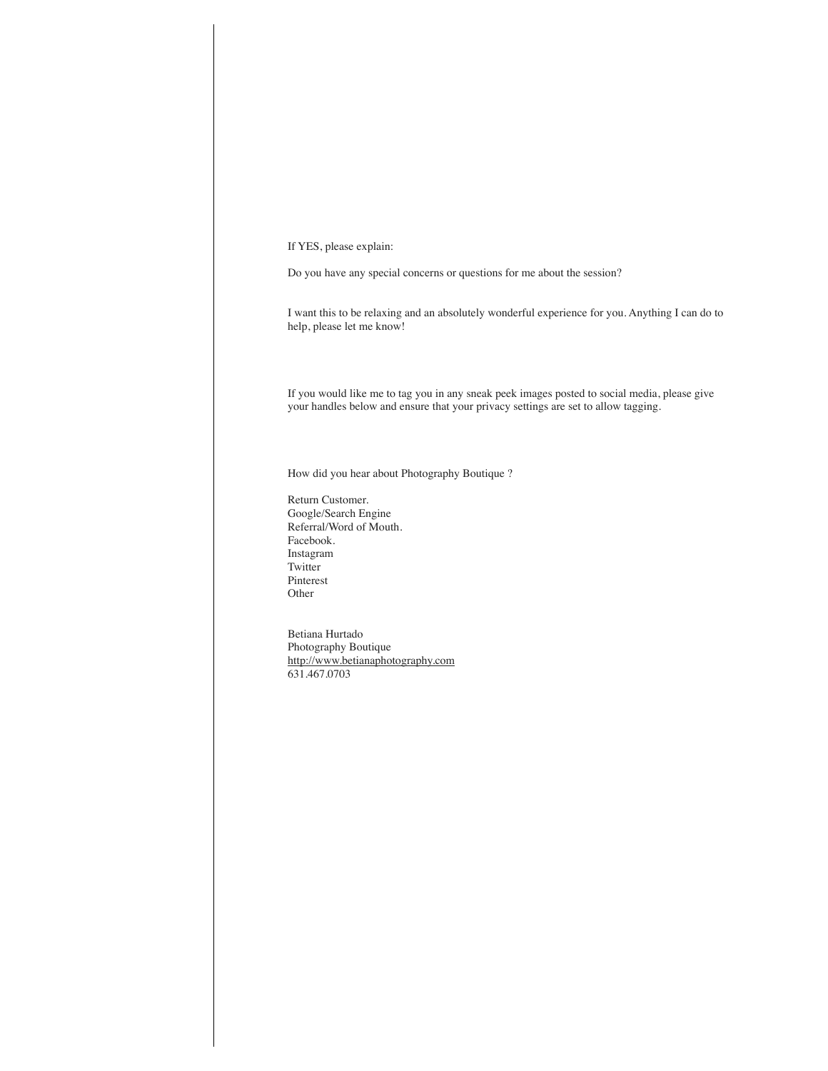If YES, please explain:

Do you have any special concerns or questions for me about the session?

I want this to be relaxing and an absolutely wonderful experience for you. Anything I can do to help, please let me know!

If you would like me to tag you in any sneak peek images posted to social media, please give your handles below and ensure that your privacy settings are set to allow tagging.

How did you hear about Photography Boutique ?

Return Customer.
Google/Search Engine
Referral/Word of Mouth.
Facebook.
Instagram
Twitter
Pinterest
Other

Betiana Hurtado
Photography Boutique
http://www.betianaphotography.com
631.467.0703